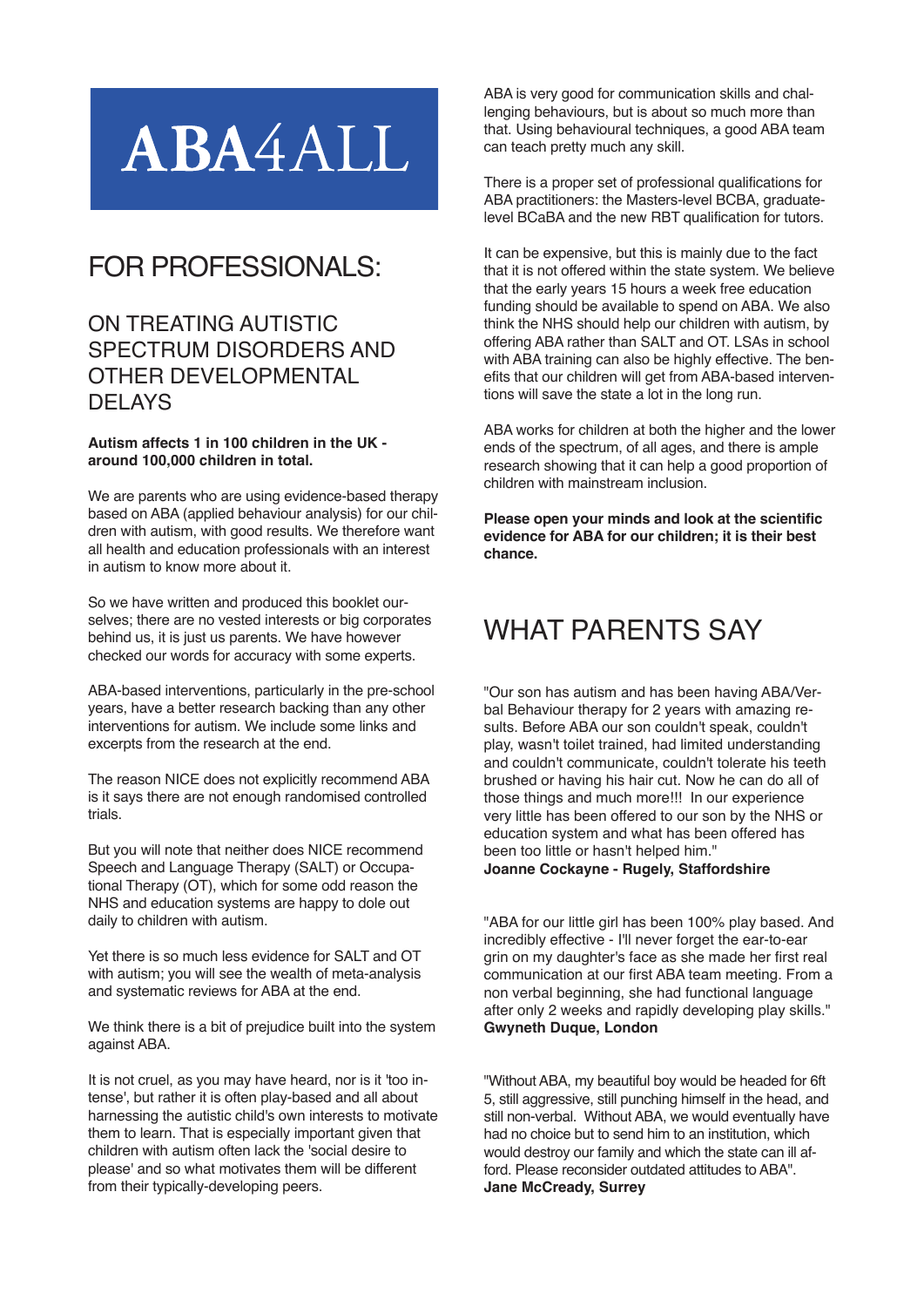# ABA4ALL

## FOR PROFESSIONALS:

### ON TREATING AUTISTIC SPECTRUM DISORDERS AND OTHER DEVELOPMENTAL DELAYS

**Autism affects 1 in 100 children in the UK - around 100,000 children in total.**

We are parents who are using evidence-based therapy based on ABA (applied behaviour analysis) for our children with autism, with good results. We therefore want all health and education professionals with an interest in autism to know more about it.

So we have written and produced this booklet ourselves; there are no vested interests or big corporates behind us, it is just us parents. We have however checked our words for accuracy with some experts.

ABA-based interventions, particularly in the pre-school years, have a better research backing than any other interventions for autism. We include some links and excerpts from the research at the end.

The reason NICE does not explicitly recommend ABA is it says there are not enough randomised controlled trials.

But you will note that neither does NICE recommend Speech and Language Therapy (SALT) or Occupational Therapy (OT), which for some odd reason the NHS and education systems are happy to dole out daily to children with autism.

Yet there is so much less evidence for SALT and OT with autism; you will see the wealth of meta-analysis and systematic reviews for ABA at the end.

We think there is a bit of prejudice built into the system against ABA.

It is not cruel, as you may have heard, nor is it 'too intense', but rather it is often play-based and all about harnessing the autistic child's own interests to motivate them to learn. That is especially important given that children with autism often lack the 'social desire to please' and so what motivates them will be different from their typically-developing peers.

ABA is very good for communication skills and challenging behaviours, but is about so much more than that. Using behavioural techniques, a good ABA team can teach pretty much any skill.

There is a proper set of professional qualifications for ABA practitioners: the Masters-level BCBA, graduate-level BCaBA and the new RBT qualification for tutors.

It can be expensive, but this is mainly due to the fact that it is not offered within the state system. We believe that the early years 15 hours a week free education funding should be available to spend on ABA. We also think the NHS should help our children with autism, by offering ABA rather than SALT and OT. LSAs in school with ABA training can also be highly effective. The benefits that our children will get from ABA-based interventions will save the state a lot in the long run.

ABA works for children at both the higher and the lower ends of the spectrum, of all ages, and there is ample research showing that it can help a good proportion of children with mainstream inclusion.

**Please open your minds and look at the scientific evidence for ABA for our children; it is their best chance.**

## WHAT PARENTS SAY

"Our son has autism and has been having ABA/Verbal Behaviour therapy for 2 years with amazing results. Before ABA our son couldn't speak, couldn't play, wasn't toilet trained, had limited understanding and couldn't communicate, couldn't tolerate his teeth brushed or having his hair cut. Now he can do all of those things and much more!!! In our experience very little has been offered to our son by the NHS or education system and what has been offered has been too little or hasn't helped him."
**Joanne Cockayne - Rugely, Staffordshire**

"ABA for our little girl has been 100% play based. And incredibly effective - I'll never forget the ear-to-ear grin on my daughter's face as she made her first real communication at our first ABA team meeting. From a non verbal beginning, she had functional language after only 2 weeks and rapidly developing play skills."
**Gwyneth Duque, London**

"Without ABA, my beautiful boy would be headed for 6ft 5, still aggressive, still punching himself in the head, and still non-verbal. Without ABA, we would eventually have had no choice but to send him to an institution, which would destroy our family and which the state can ill afford. Please reconsider outdated attitudes to ABA".
**Jane McCready, Surrey**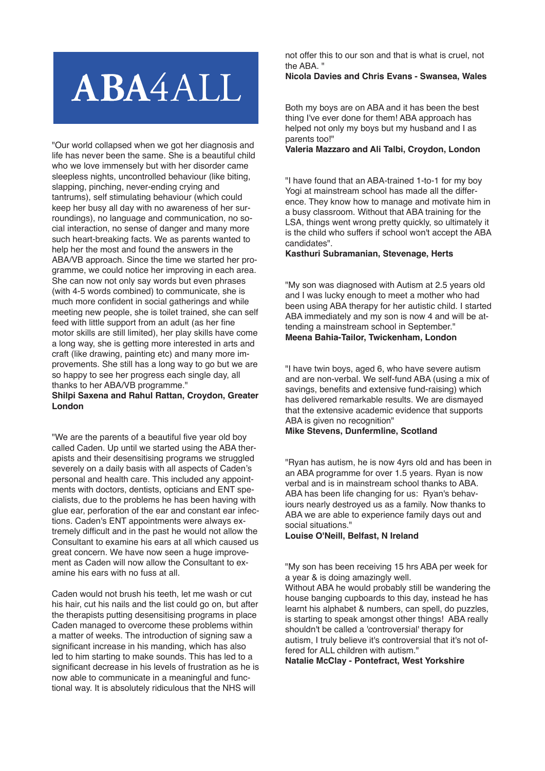# ABA4ALL

"Our world collapsed when we got her diagnosis and life has never been the same. She is a beautiful child who we love immensely but with her disorder came sleepless nights, uncontrolled behaviour (like biting, slapping, pinching, never-ending crying and tantrums), self stimulating behaviour (which could keep her busy all day with no awareness of her surroundings), no language and communication, no social interaction, no sense of danger and many more such heart-breaking facts. We as parents wanted to help her the most and found the answers in the ABA/VB approach. Since the time we started her programme, we could notice her improving in each area. She can now not only say words but even phrases (with 4-5 words combined) to communicate, she is much more confident in social gatherings and while meeting new people, she is toilet trained, she can self feed with little support from an adult (as her fine motor skills are still limited), her play skills have come a long way, she is getting more interested in arts and craft (like drawing, painting etc) and many more improvements. She still has a long way to go but we are so happy to see her progress each single day, all thanks to her ABA/VB programme."
**Shilpi Saxena and Rahul Rattan, Croydon, Greater London**

"We are the parents of a beautiful five year old boy called Caden. Up until we started using the ABA therapists and their desensitising programs we struggled severely on a daily basis with all aspects of Caden's personal and health care. This included any appointments with doctors, dentists, opticians and ENT specialists, due to the problems he has been having with glue ear, perforation of the ear and constant ear infections. Caden's ENT appointments were always extremely difficult and in the past he would not allow the Consultant to examine his ears at all which caused us great concern. We have now seen a huge improvement as Caden will now allow the Consultant to examine his ears with no fuss at all.

Caden would not brush his teeth, let me wash or cut his hair, cut his nails and the list could go on, but after the therapists putting desensitising programs in place Caden managed to overcome these problems within a matter of weeks. The introduction of signing saw a significant increase in his manding, which has also led to him starting to make sounds. This has led to a significant decrease in his levels of frustration as he is now able to communicate in a meaningful and functional way. It is absolutely ridiculous that the NHS will not offer this to our son and that is what is cruel, not the ABA. "
**Nicola Davies and Chris Evans - Swansea, Wales**

Both my boys are on ABA and it has been the best thing I've ever done for them! ABA approach has helped not only my boys but my husband and I as parents too!"
**Valeria Mazzaro and Ali Talbi, Croydon, London**

"I have found that an ABA-trained 1-to-1 for my boy Yogi at mainstream school has made all the difference. They know how to manage and motivate him in a busy classroom. Without that ABA training for the LSA, things went wrong pretty quickly, so ultimately it is the child who suffers if school won't accept the ABA candidates".
**Kasthuri Subramanian, Stevenage, Herts**

"My son was diagnosed with Autism at 2.5 years old and I was lucky enough to meet a mother who had been using ABA therapy for her autistic child. I started ABA immediately and my son is now 4 and will be attending a mainstream school in September."
**Meena Bahia-Tailor, Twickenham, London**

"I have twin boys, aged 6, who have severe autism and are non-verbal. We self-fund ABA (using a mix of savings, benefits and extensive fund-raising) which has delivered remarkable results. We are dismayed that the extensive academic evidence that supports ABA is given no recognition"
**Mike Stevens, Dunfermline, Scotland**

"Ryan has autism, he is now 4yrs old and has been in an ABA programme for over 1.5 years. Ryan is now verbal and is in mainstream school thanks to ABA. ABA has been life changing for us: Ryan's behaviours nearly destroyed us as a family. Now thanks to ABA we are able to experience family days out and social situations."
**Louise O'Neill, Belfast, N Ireland**

"My son has been receiving 15 hrs ABA per week for a year & is doing amazingly well.
Without ABA he would probably still be wandering the house banging cupboards to this day, instead he has learnt his alphabet & numbers, can spell, do puzzles, is starting to speak amongst other things! ABA really shouldn't be called a 'controversial' therapy for autism, I truly believe it's controversial that it's not offered for ALL children with autism."
**Natalie McClay - Pontefract, West Yorkshire**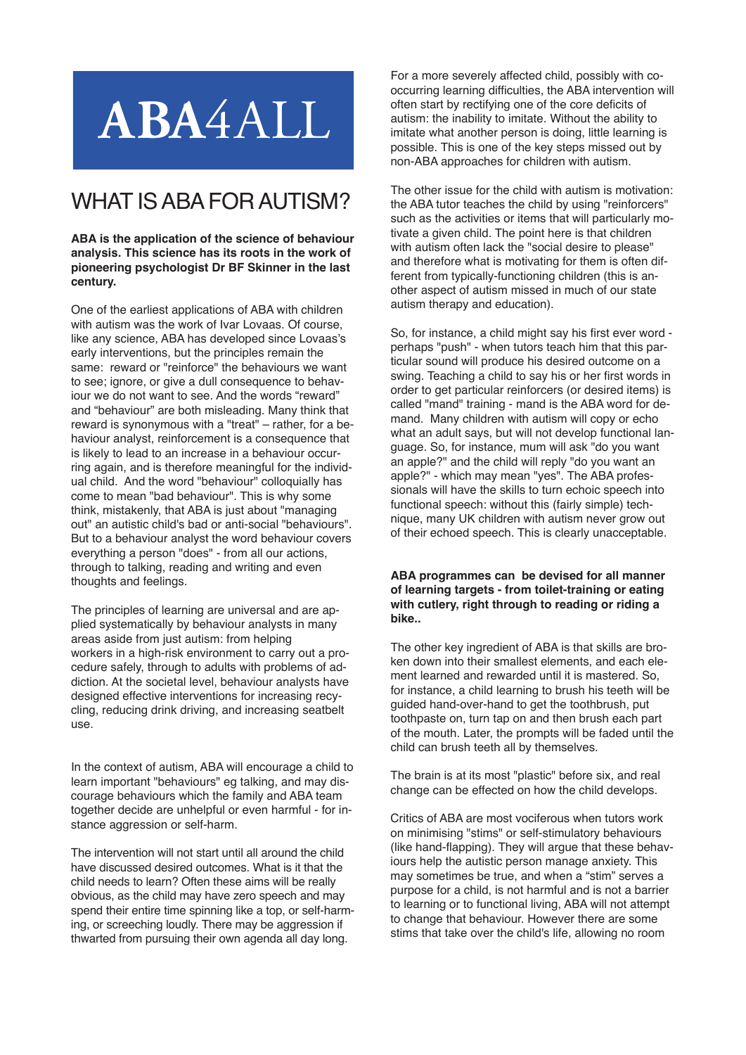# ABA4ALL

## WHAT IS ABA FOR AUTISM?

**ABA is the application of the science of behaviour analysis. This science has its roots in the work of pioneering psychologist Dr BF Skinner in the last century.**

One of the earliest applications of ABA with children with autism was the work of Ivar Lovaas. Of course, like any science, ABA has developed since Lovaas's early interventions, but the principles remain the same: reward or "reinforce" the behaviours we want to see; ignore, or give a dull consequence to behaviour we do not want to see. And the words "reward" and "behaviour" are both misleading. Many think that reward is synonymous with a "treat" – rather, for a behaviour analyst, reinforcement is a consequence that is likely to lead to an increase in a behaviour occurring again, and is therefore meaningful for the individual child. And the word "behaviour" colloquially has come to mean "bad behaviour". This is why some think, mistakenly, that ABA is just about "managing out" an autistic child's bad or anti-social "behaviours". But to a behaviour analyst the word behaviour covers everything a person "does" - from all our actions, through to talking, reading and writing and even thoughts and feelings.

The principles of learning are universal and are applied systematically by behaviour analysts in many areas aside from just autism: from helping workers in a high-risk environment to carry out a procedure safely, through to adults with problems of addiction. At the societal level, behaviour analysts have designed effective interventions for increasing recycling, reducing drink driving, and increasing seatbelt use.

In the context of autism, ABA will encourage a child to learn important "behaviours" eg talking, and may discourage behaviours which the family and ABA team together decide are unhelpful or even harmful - for instance aggression or self-harm.

The intervention will not start until all around the child have discussed desired outcomes. What is it that the child needs to learn? Often these aims will be really obvious, as the child may have zero speech and may spend their entire time spinning like a top, or self-harming, or screeching loudly. There may be aggression if thwarted from pursuing their own agenda all day long.

For a more severely affected child, possibly with co-occurring learning difficulties, the ABA intervention will often start by rectifying one of the core deficits of autism: the inability to imitate. Without the ability to imitate what another person is doing, little learning is possible. This is one of the key steps missed out by non-ABA approaches for children with autism.

The other issue for the child with autism is motivation: the ABA tutor teaches the child by using "reinforcers" such as the activities or items that will particularly motivate a given child. The point here is that children with autism often lack the "social desire to please" and therefore what is motivating for them is often different from typically-functioning children (this is another aspect of autism missed in much of our state autism therapy and education).

So, for instance, a child might say his first ever word - perhaps "push" - when tutors teach him that this particular sound will produce his desired outcome on a swing. Teaching a child to say his or her first words in order to get particular reinforcers (or desired items) is called "mand" training - mand is the ABA word for demand. Many children with autism will copy or echo what an adult says, but will not develop functional language. So, for instance, mum will ask "do you want an apple?" and the child will reply "do you want an apple?" - which may mean "yes". The ABA professionals will have the skills to turn echoic speech into functional speech: without this (fairly simple) technique, many UK children with autism never grow out of their echoed speech. This is clearly unacceptable.

**ABA programmes can be devised for all manner of learning targets - from toilet-training or eating with cutlery, right through to reading or riding a bike..**

The other key ingredient of ABA is that skills are broken down into their smallest elements, and each element learned and rewarded until it is mastered. So, for instance, a child learning to brush his teeth will be guided hand-over-hand to get the toothbrush, put toothpaste on, turn tap on and then brush each part of the mouth. Later, the prompts will be faded until the child can brush teeth all by themselves.

The brain is at its most "plastic" before six, and real change can be effected on how the child develops.

Critics of ABA are most vociferous when tutors work on minimising "stims" or self-stimulatory behaviours (like hand-flapping). They will argue that these behaviours help the autistic person manage anxiety. This may sometimes be true, and when a "stim" serves a purpose for a child, is not harmful and is not a barrier to learning or to functional living, ABA will not attempt to change that behaviour. However there are some stims that take over the child's life, allowing no room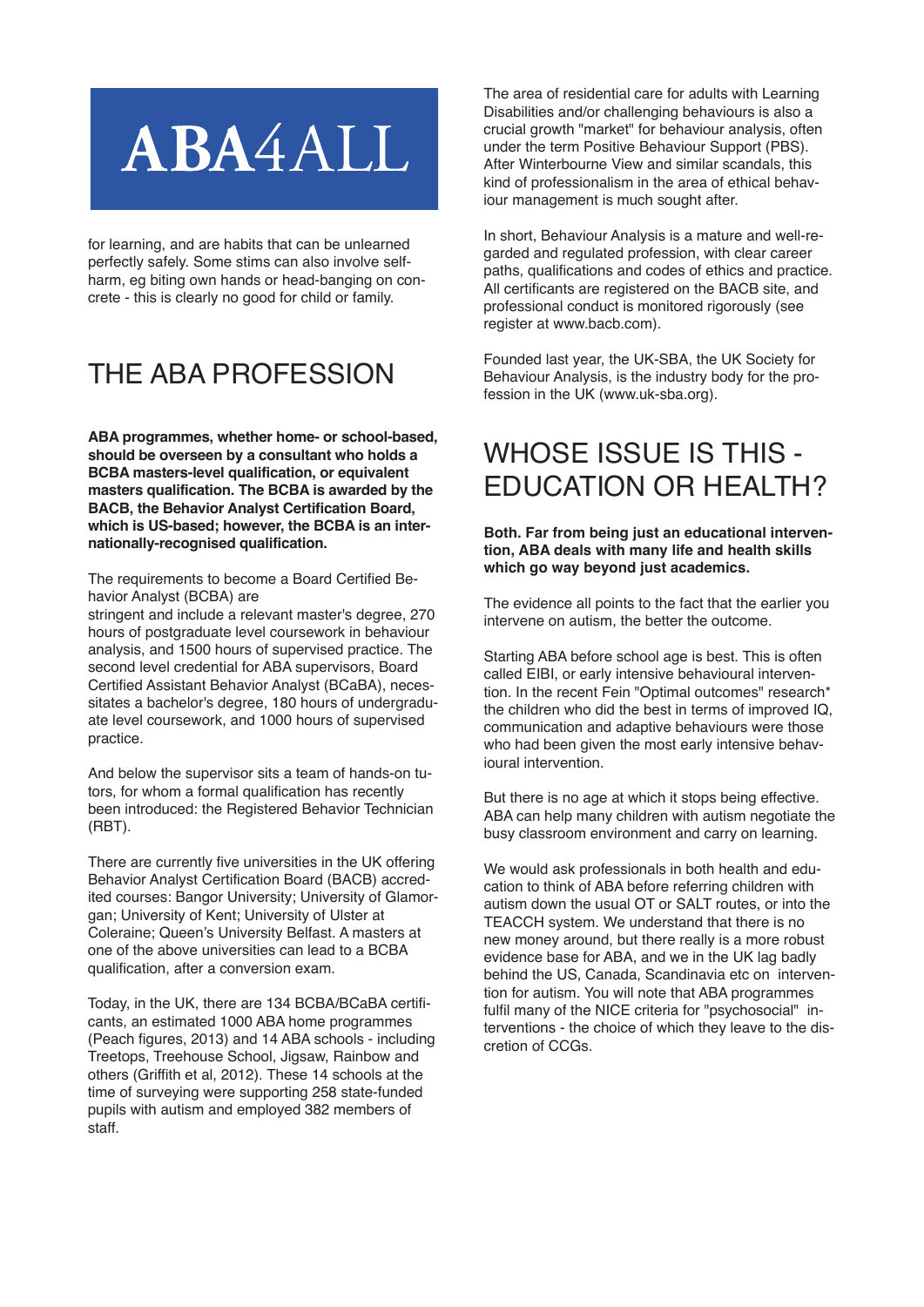ABA4ALL

for learning, and are habits that can be unlearned perfectly safely. Some stims can also involve self-harm, eg biting own hands or head-banging on concrete - this is clearly no good for child or family.

## THE ABA PROFESSION

**ABA programmes, whether home- or school-based, should be overseen by a consultant who holds a BCBA masters-level qualification, or equivalent masters qualification. The BCBA is awarded by the BACB, the Behavior Analyst Certification Board, which is US-based; however, the BCBA is an internationally-recognised qualification.**

The requirements to become a Board Certified Behavior Analyst (BCBA) are
stringent and include a relevant master's degree, 270 hours of postgraduate level coursework in behaviour analysis, and 1500 hours of supervised practice. The second level credential for ABA supervisors, Board Certified Assistant Behavior Analyst (BCaBA), necessitates a bachelor's degree, 180 hours of undergraduate level coursework, and 1000 hours of supervised practice.

And below the supervisor sits a team of hands-on tutors, for whom a formal qualification has recently been introduced: the Registered Behavior Technician (RBT).

There are currently five universities in the UK offering Behavior Analyst Certification Board (BACB) accredited courses: Bangor University; University of Glamorgan; University of Kent; University of Ulster at Coleraine; Queen's University Belfast. A masters at one of the above universities can lead to a BCBA qualification, after a conversion exam.

Today, in the UK, there are 134 BCBA/BCaBA certificants, an estimated 1000 ABA home programmes (Peach figures, 2013) and 14 ABA schools - including Treetops, Treehouse School, Jigsaw, Rainbow and others (Griffith et al, 2012). These 14 schools at the time of surveying were supporting 258 state-funded pupils with autism and employed 382 members of staff.

The area of residential care for adults with Learning Disabilities and/or challenging behaviours is also a crucial growth "market" for behaviour analysis, often under the term Positive Behaviour Support (PBS). After Winterbourne View and similar scandals, this kind of professionalism in the area of ethical behaviour management is much sought after.

In short, Behaviour Analysis is a mature and well-regarded and regulated profession, with clear career paths, qualifications and codes of ethics and practice. All certificants are registered on the BACB site, and professional conduct is monitored rigorously (see register at www.bacb.com).

Founded last year, the UK-SBA, the UK Society for Behaviour Analysis, is the industry body for the profession in the UK (www.uk-sba.org).

## WHOSE ISSUE IS THIS - EDUCATION OR HEALTH?

**Both. Far from being just an educational intervention, ABA deals with many life and health skills which go way beyond just academics.**

The evidence all points to the fact that the earlier you intervene on autism, the better the outcome.

Starting ABA before school age is best. This is often called EIBI, or early intensive behavioural intervention. In the recent Fein "Optimal outcomes" research* the children who did the best in terms of improved IQ, communication and adaptive behaviours were those who had been given the most early intensive behavioural intervention.

But there is no age at which it stops being effective. ABA can help many children with autism negotiate the busy classroom environment and carry on learning.

We would ask professionals in both health and education to think of ABA before referring children with autism down the usual OT or SALT routes, or into the TEACCH system. We understand that there is no new money around, but there really is a more robust evidence base for ABA, and we in the UK lag badly behind the US, Canada, Scandinavia etc on intervention for autism. You will note that ABA programmes fulfil many of the NICE criteria for "psychosocial" interventions - the choice of which they leave to the discretion of CCGs.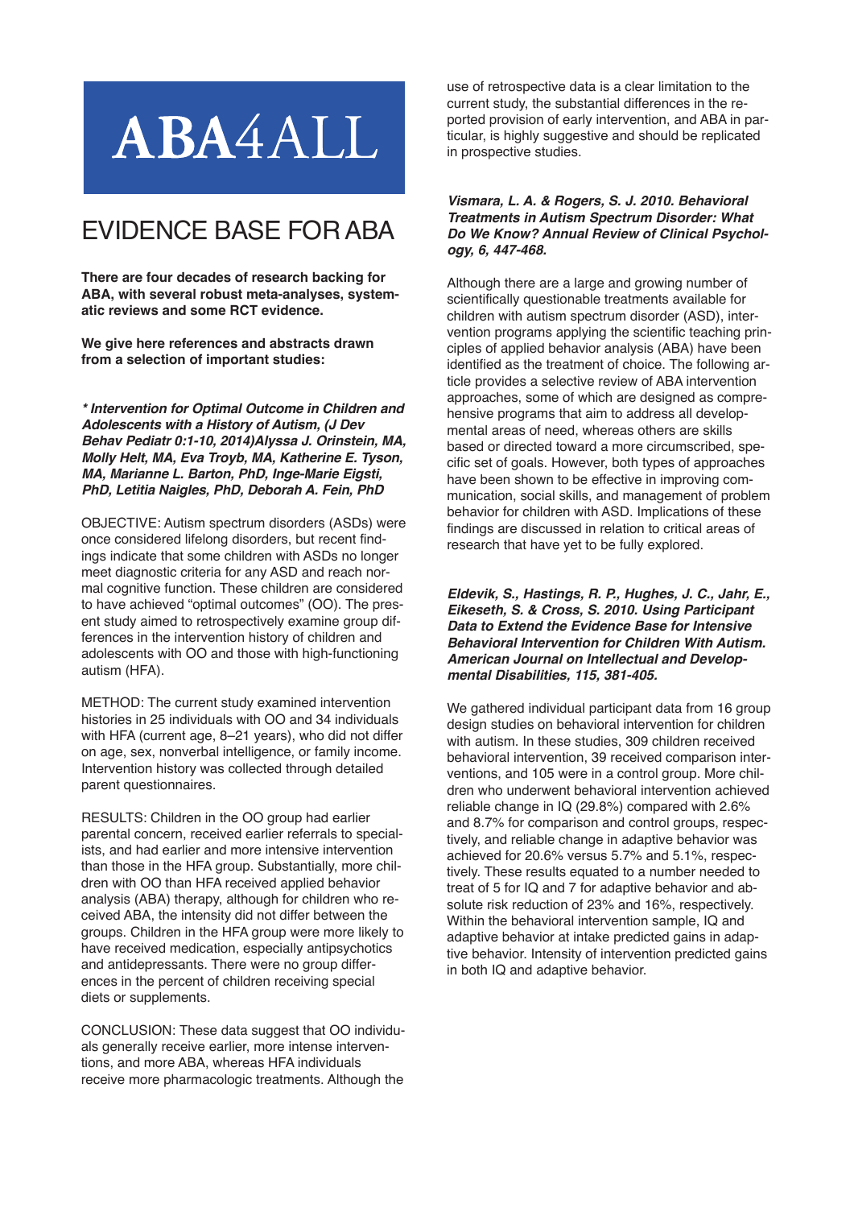# ABA4ALL

## EVIDENCE BASE FOR ABA

**There are four decades of research backing for ABA, with several robust meta-analyses, systematic reviews and some RCT evidence.**

**We give here references and abstracts drawn from a selection of important studies:**

***\* Intervention for Optimal Outcome in Children and Adolescents with a History of Autism, (J Dev Behav Pediatr 0:1-10, 2014)Alyssa J. Orinstein, MA, Molly Helt, MA, Eva Troyb, MA, Katherine E. Tyson, MA, Marianne L. Barton, PhD, Inge-Marie Eigsti, PhD, Letitia Naigles, PhD, Deborah A. Fein, PhD***

OBJECTIVE: Autism spectrum disorders (ASDs) were once considered lifelong disorders, but recent findings indicate that some children with ASDs no longer meet diagnostic criteria for any ASD and reach normal cognitive function. These children are considered to have achieved "optimal outcomes" (OO). The present study aimed to retrospectively examine group differences in the intervention history of children and adolescents with OO and those with high-functioning autism (HFA).

METHOD: The current study examined intervention histories in 25 individuals with OO and 34 individuals with HFA (current age, 8–21 years), who did not differ on age, sex, nonverbal intelligence, or family income. Intervention history was collected through detailed parent questionnaires.

RESULTS: Children in the OO group had earlier parental concern, received earlier referrals to specialists, and had earlier and more intensive intervention than those in the HFA group. Substantially, more children with OO than HFA received applied behavior analysis (ABA) therapy, although for children who received ABA, the intensity did not differ between the groups. Children in the HFA group were more likely to have received medication, especially antipsychotics and antidepressants. There were no group differences in the percent of children receiving special diets or supplements.

CONCLUSION: These data suggest that OO individuals generally receive earlier, more intense interventions, and more ABA, whereas HFA individuals receive more pharmacologic treatments. Although the use of retrospective data is a clear limitation to the current study, the substantial differences in the reported provision of early intervention, and ABA in particular, is highly suggestive and should be replicated in prospective studies.

***Vismara, L. A. & Rogers, S. J. 2010. Behavioral Treatments in Autism Spectrum Disorder: What Do We Know? Annual Review of Clinical Psychology, 6, 447-468.***

Although there are a large and growing number of scientifically questionable treatments available for children with autism spectrum disorder (ASD), intervention programs applying the scientific teaching principles of applied behavior analysis (ABA) have been identified as the treatment of choice. The following article provides a selective review of ABA intervention approaches, some of which are designed as comprehensive programs that aim to address all developmental areas of need, whereas others are skills based or directed toward a more circumscribed, specific set of goals. However, both types of approaches have been shown to be effective in improving communication, social skills, and management of problem behavior for children with ASD. Implications of these findings are discussed in relation to critical areas of research that have yet to be fully explored.

***Eldevik, S., Hastings, R. P., Hughes, J. C., Jahr, E., Eikeseth, S. & Cross, S. 2010. Using Participant Data to Extend the Evidence Base for Intensive Behavioral Intervention for Children With Autism. American Journal on Intellectual and Developmental Disabilities, 115, 381-405.***

We gathered individual participant data from 16 group design studies on behavioral intervention for children with autism. In these studies, 309 children received behavioral intervention, 39 received comparison interventions, and 105 were in a control group. More children who underwent behavioral intervention achieved reliable change in IQ (29.8%) compared with 2.6% and 8.7% for comparison and control groups, respectively, and reliable change in adaptive behavior was achieved for 20.6% versus 5.7% and 5.1%, respectively. These results equated to a number needed to treat of 5 for IQ and 7 for adaptive behavior and absolute risk reduction of 23% and 16%, respectively. Within the behavioral intervention sample, IQ and adaptive behavior at intake predicted gains in adaptive behavior. Intensity of intervention predicted gains in both IQ and adaptive behavior.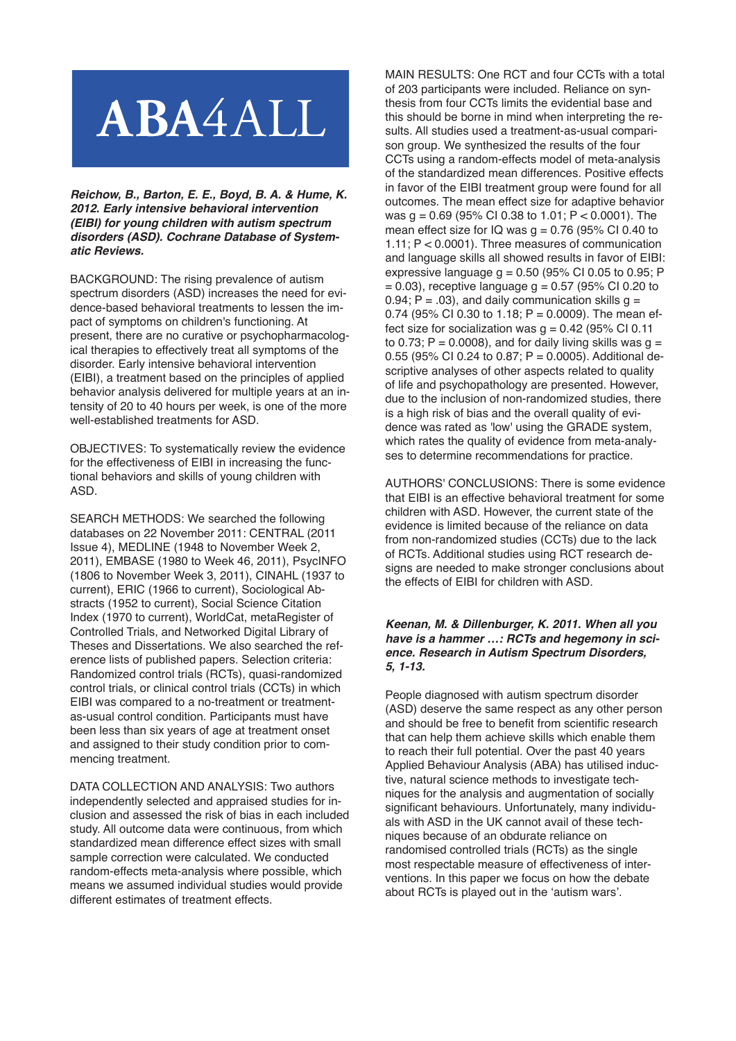# ABA4ALL

***Reichow, B., Barton, E. E., Boyd, B. A. & Hume, K. 2012. Early intensive behavioral intervention (EIBI) for young children with autism spectrum disorders (ASD). Cochrane Database of Systematic Reviews.***

BACKGROUND: The rising prevalence of autism spectrum disorders (ASD) increases the need for evidence-based behavioral treatments to lessen the impact of symptoms on children's functioning. At present, there are no curative or psychopharmacological therapies to effectively treat all symptoms of the disorder. Early intensive behavioral intervention (EIBI), a treatment based on the principles of applied behavior analysis delivered for multiple years at an intensity of 20 to 40 hours per week, is one of the more well-established treatments for ASD.

OBJECTIVES: To systematically review the evidence for the effectiveness of EIBI in increasing the functional behaviors and skills of young children with ASD.

SEARCH METHODS: We searched the following databases on 22 November 2011: CENTRAL (2011 Issue 4), MEDLINE (1948 to November Week 2, 2011), EMBASE (1980 to Week 46, 2011), PsycINFO (1806 to November Week 3, 2011), CINAHL (1937 to current), ERIC (1966 to current), Sociological Abstracts (1952 to current), Social Science Citation Index (1970 to current), WorldCat, metaRegister of Controlled Trials, and Networked Digital Library of Theses and Dissertations. We also searched the reference lists of published papers. Selection criteria: Randomized control trials (RCTs), quasi-randomized control trials, or clinical control trials (CCTs) in which EIBI was compared to a no-treatment or treatment-as-usual control condition. Participants must have been less than six years of age at treatment onset and assigned to their study condition prior to commencing treatment.

DATA COLLECTION AND ANALYSIS: Two authors independently selected and appraised studies for inclusion and assessed the risk of bias in each included study. All outcome data were continuous, from which standardized mean difference effect sizes with small sample correction were calculated. We conducted random-effects meta-analysis where possible, which means we assumed individual studies would provide different estimates of treatment effects.

MAIN RESULTS: One RCT and four CCTs with a total of 203 participants were included. Reliance on synthesis from four CCTs limits the evidential base and this should be borne in mind when interpreting the results. All studies used a treatment-as-usual comparison group. We synthesized the results of the four CCTs using a random-effects model of meta-analysis of the standardized mean differences. Positive effects in favor of the EIBI treatment group were found for all outcomes. The mean effect size for adaptive behavior was $g = 0.69$ (95% CI 0.38 to 1.01; $P < 0.0001$). The mean effect size for IQ was $g = 0.76$ (95% CI 0.40 to 1.11; $P < 0.0001$). Three measures of communication and language skills all showed results in favor of EIBI: expressive language $g = 0.50$ (95% CI 0.05 to 0.95; $P = 0.03$), receptive language $g = 0.57$ (95% CI 0.20 to 0.94; $P = .03$), and daily communication skills $g = 0.74$ (95% CI 0.30 to 1.18; $P = 0.0009$). The mean effect size for socialization was $g = 0.42$ (95% CI 0.11 to 0.73; $P = 0.0008$), and for daily living skills was $g = 0.55$ (95% CI 0.24 to 0.87; $P = 0.0005$). Additional descriptive analyses of other aspects related to quality of life and psychopathology are presented. However, due to the inclusion of non-randomized studies, there is a high risk of bias and the overall quality of evidence was rated as 'low' using the GRADE system, which rates the quality of evidence from meta-analyses to determine recommendations for practice.

AUTHORS' CONCLUSIONS: There is some evidence that EIBI is an effective behavioral treatment for some children with ASD. However, the current state of the evidence is limited because of the reliance on data from non-randomized studies (CCTs) due to the lack of RCTs. Additional studies using RCT research designs are needed to make stronger conclusions about the effects of EIBI for children with ASD.

***Keenan, M. & Dillenburger, K. 2011. When all you have is a hammer …: RCTs and hegemony in science. Research in Autism Spectrum Disorders, 5, 1-13.***

People diagnosed with autism spectrum disorder (ASD) deserve the same respect as any other person and should be free to benefit from scientific research that can help them achieve skills which enable them to reach their full potential. Over the past 40 years Applied Behaviour Analysis (ABA) has utilised inductive, natural science methods to investigate techniques for the analysis and augmentation of socially significant behaviours. Unfortunately, many individuals with ASD in the UK cannot avail of these techniques because of an obdurate reliance on randomised controlled trials (RCTs) as the single most respectable measure of effectiveness of interventions. In this paper we focus on how the debate about RCTs is played out in the 'autism wars'.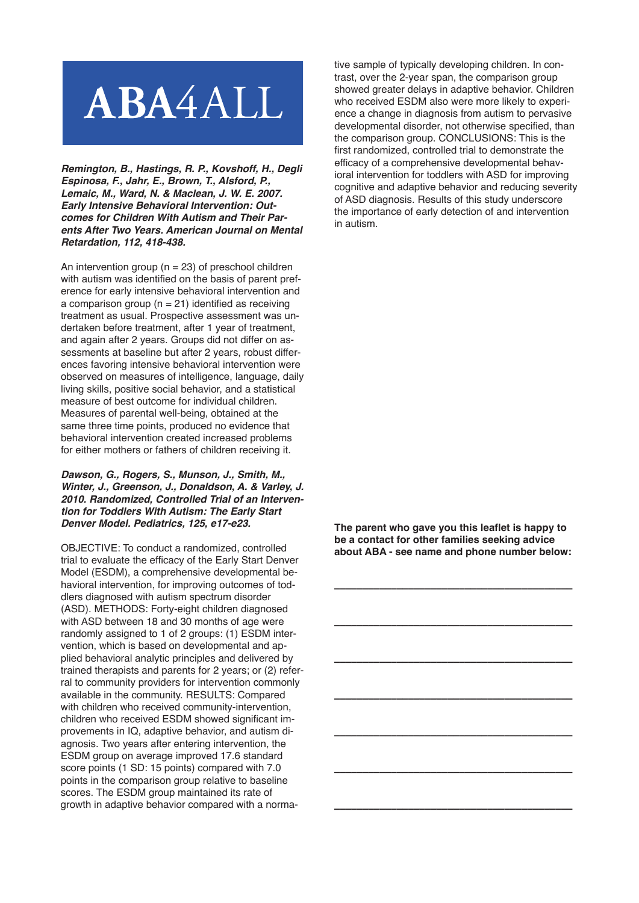# ABA4ALL

***Remington, B., Hastings, R. P., Kovshoff, H., Degli Espinosa, F., Jahr, E., Brown, T., Alsford, P., Lemaic, M., Ward, N. & Maclean, J. W. E. 2007. Early Intensive Behavioral Intervention: Outcomes for Children With Autism and Their Parents After Two Years. American Journal on Mental Retardation, 112, 418-438.***

An intervention group (n = 23) of preschool children with autism was identified on the basis of parent preference for early intensive behavioral intervention and a comparison group (n = 21) identified as receiving treatment as usual. Prospective assessment was undertaken before treatment, after 1 year of treatment, and again after 2 years. Groups did not differ on assessments at baseline but after 2 years, robust differences favoring intensive behavioral intervention were observed on measures of intelligence, language, daily living skills, positive social behavior, and a statistical measure of best outcome for individual children. Measures of parental well-being, obtained at the same three time points, produced no evidence that behavioral intervention created increased problems for either mothers or fathers of children receiving it.

***Dawson, G., Rogers, S., Munson, J., Smith, M., Winter, J., Greenson, J., Donaldson, A. & Varley, J. 2010. Randomized, Controlled Trial of an Intervention for Toddlers With Autism: The Early Start Denver Model. Pediatrics, 125, e17-e23.***

OBJECTIVE: To conduct a randomized, controlled trial to evaluate the efficacy of the Early Start Denver Model (ESDM), a comprehensive developmental behavioral intervention, for improving outcomes of toddlers diagnosed with autism spectrum disorder (ASD). METHODS: Forty-eight children diagnosed with ASD between 18 and 30 months of age were randomly assigned to 1 of 2 groups: (1) ESDM intervention, which is based on developmental and applied behavioral analytic principles and delivered by trained therapists and parents for 2 years; or (2) referral to community providers for intervention commonly available in the community. RESULTS: Compared with children who received community-intervention, children who received ESDM showed significant improvements in IQ, adaptive behavior, and autism diagnosis. Two years after entering intervention, the ESDM group on average improved 17.6 standard score points (1 SD: 15 points) compared with 7.0 points in the comparison group relative to baseline scores. The ESDM group maintained its rate of growth in adaptive behavior compared with a normative sample of typically developing children. In contrast, over the 2-year span, the comparison group showed greater delays in adaptive behavior. Children who received ESDM also were more likely to experience a change in diagnosis from autism to pervasive developmental disorder, not otherwise specified, than the comparison group. CONCLUSIONS: This is the first randomized, controlled trial to demonstrate the efficacy of a comprehensive developmental behavioral intervention for toddlers with ASD for improving cognitive and adaptive behavior and reducing severity of ASD diagnosis. Results of this study underscore the importance of early detection of and intervention in autism.

**The parent who gave you this leaflet is happy to be a contact for other families seeking advice about ABA - see name and phone number below:**

\_\_\_\_\_\_\_\_\_\_\_\_\_\_\_\_\_\_\_\_\_\_\_\_\_\_\_\_\_\_\_\_\_\_\_\_\_\_\_\_

\_\_\_\_\_\_\_\_\_\_\_\_\_\_\_\_\_\_\_\_\_\_\_\_\_\_\_\_\_\_\_\_\_\_\_\_\_\_\_\_

\_\_\_\_\_\_\_\_\_\_\_\_\_\_\_\_\_\_\_\_\_\_\_\_\_\_\_\_\_\_\_\_\_\_\_\_\_\_\_\_

\_\_\_\_\_\_\_\_\_\_\_\_\_\_\_\_\_\_\_\_\_\_\_\_\_\_\_\_\_\_\_\_\_\_\_\_\_\_\_\_

\_\_\_\_\_\_\_\_\_\_\_\_\_\_\_\_\_\_\_\_\_\_\_\_\_\_\_\_\_\_\_\_\_\_\_\_\_\_\_\_

\_\_\_\_\_\_\_\_\_\_\_\_\_\_\_\_\_\_\_\_\_\_\_\_\_\_\_\_\_\_\_\_\_\_\_\_\_\_\_\_

\_\_\_\_\_\_\_\_\_\_\_\_\_\_\_\_\_\_\_\_\_\_\_\_\_\_\_\_\_\_\_\_\_\_\_\_\_\_\_\_